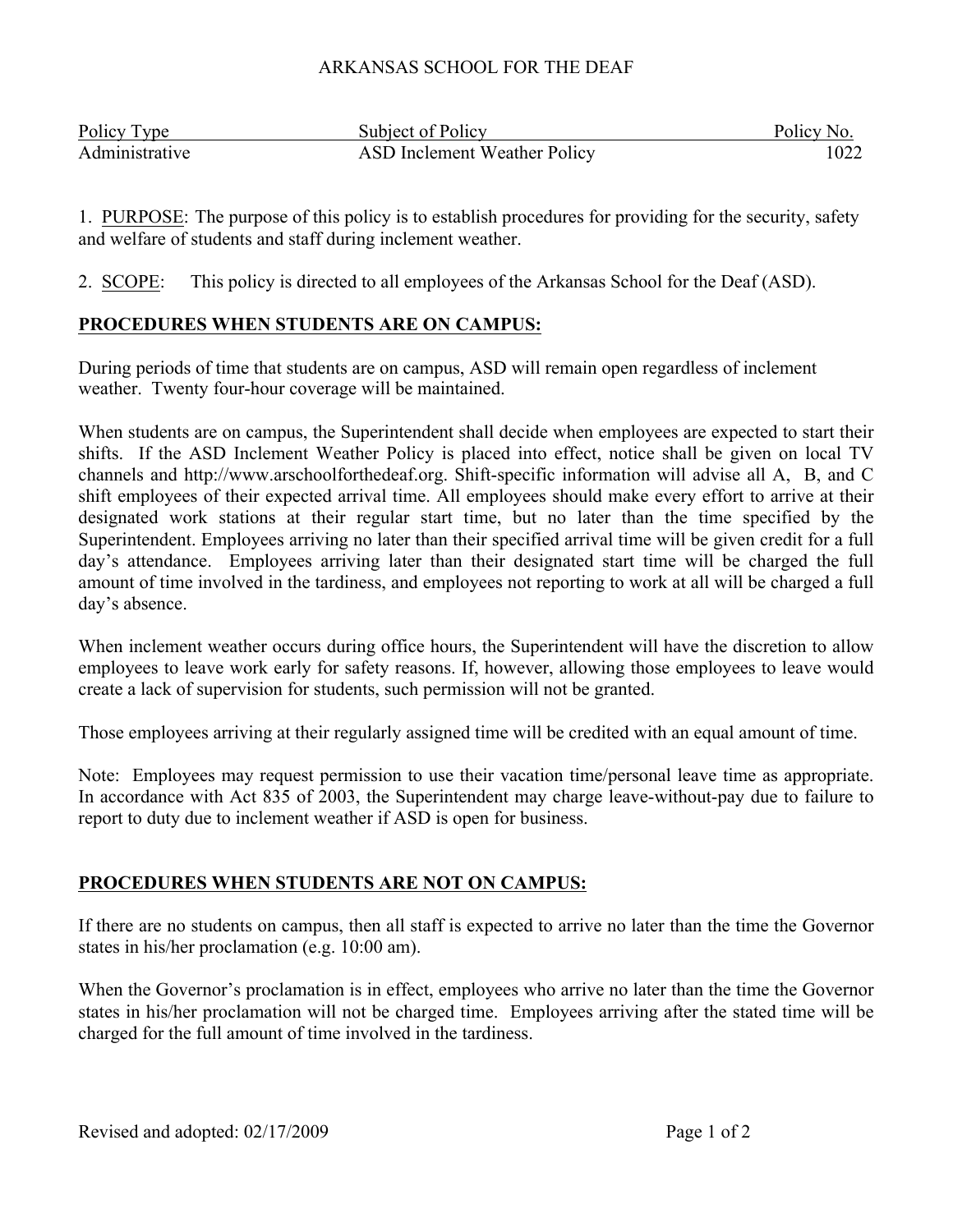ARKANSAS SCHOOL FOR THE DEAF

| Policy Type | Subject of Policy | Policy No. |
| --- | --- | --- |
| Administrative | ASD Inclement Weather Policy | 1022 |

1. PURPOSE: The purpose of this policy is to establish procedures for providing for the security, safety and welfare of students and staff during inclement weather.

2. SCOPE: This policy is directed to all employees of the Arkansas School for the Deaf (ASD).

## PROCEDURES WHEN STUDENTS ARE ON CAMPUS:

During periods of time that students are on campus, ASD will remain open regardless of inclement weather. Twenty four-hour coverage will be maintained.

When students are on campus, the Superintendent shall decide when employees are expected to start their shifts. If the ASD Inclement Weather Policy is placed into effect, notice shall be given on local TV channels and http://www.arschoolforthedeaf.org. Shift-specific information will advise all A, B, and C shift employees of their expected arrival time. All employees should make every effort to arrive at their designated work stations at their regular start time, but no later than the time specified by the Superintendent. Employees arriving no later than their specified arrival time will be given credit for a full day's attendance. Employees arriving later than their designated start time will be charged the full amount of time involved in the tardiness, and employees not reporting to work at all will be charged a full day's absence.

When inclement weather occurs during office hours, the Superintendent will have the discretion to allow employees to leave work early for safety reasons. If, however, allowing those employees to leave would create a lack of supervision for students, such permission will not be granted.

Those employees arriving at their regularly assigned time will be credited with an equal amount of time.

Note: Employees may request permission to use their vacation time/personal leave time as appropriate. In accordance with Act 835 of 2003, the Superintendent may charge leave-without-pay due to failure to report to duty due to inclement weather if ASD is open for business.

## PROCEDURES WHEN STUDENTS ARE NOT ON CAMPUS:

If there are no students on campus, then all staff is expected to arrive no later than the time the Governor states in his/her proclamation (e.g. 10:00 am).

When the Governor's proclamation is in effect, employees who arrive no later than the time the Governor states in his/her proclamation will not be charged time. Employees arriving after the stated time will be charged for the full amount of time involved in the tardiness.

Revised and adopted: 02/17/2009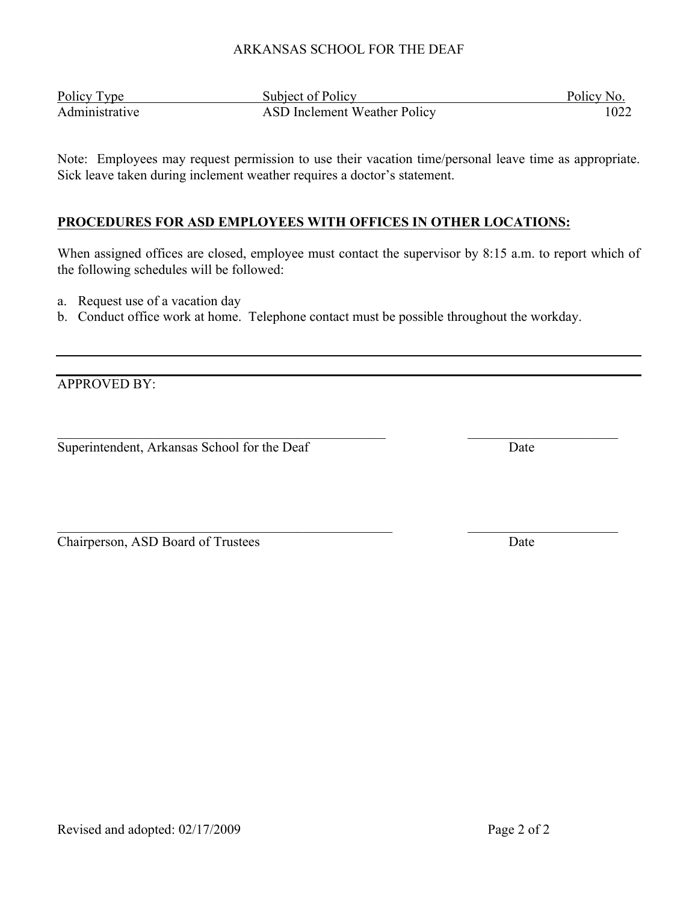ARKANSAS SCHOOL FOR THE DEAF

| Policy Type | Subject of Policy | Policy No. |
| --- | --- | --- |
| Administrative | ASD Inclement Weather Policy | 1022 |

Note: Employees may request permission to use their vacation time/personal leave time as appropriate. Sick leave taken during inclement weather requires a doctor's statement.

**PROCEDURES FOR ASD EMPLOYEES WITH OFFICES IN OTHER LOCATIONS:**

When assigned offices are closed, employee must contact the supervisor by 8:15 a.m. to report which of the following schedules will be followed:

a. Request use of a vacation day
b. Conduct office work at home. Telephone contact must be possible throughout the workday.

---

APPROVED BY:

_______________________________________________ ______________________
Superintendent, Arkansas School for the Deaf Date

_______________________________________________ ______________________
Chairperson, ASD Board of Trustees Date

Revised and adopted: 02/17/2009